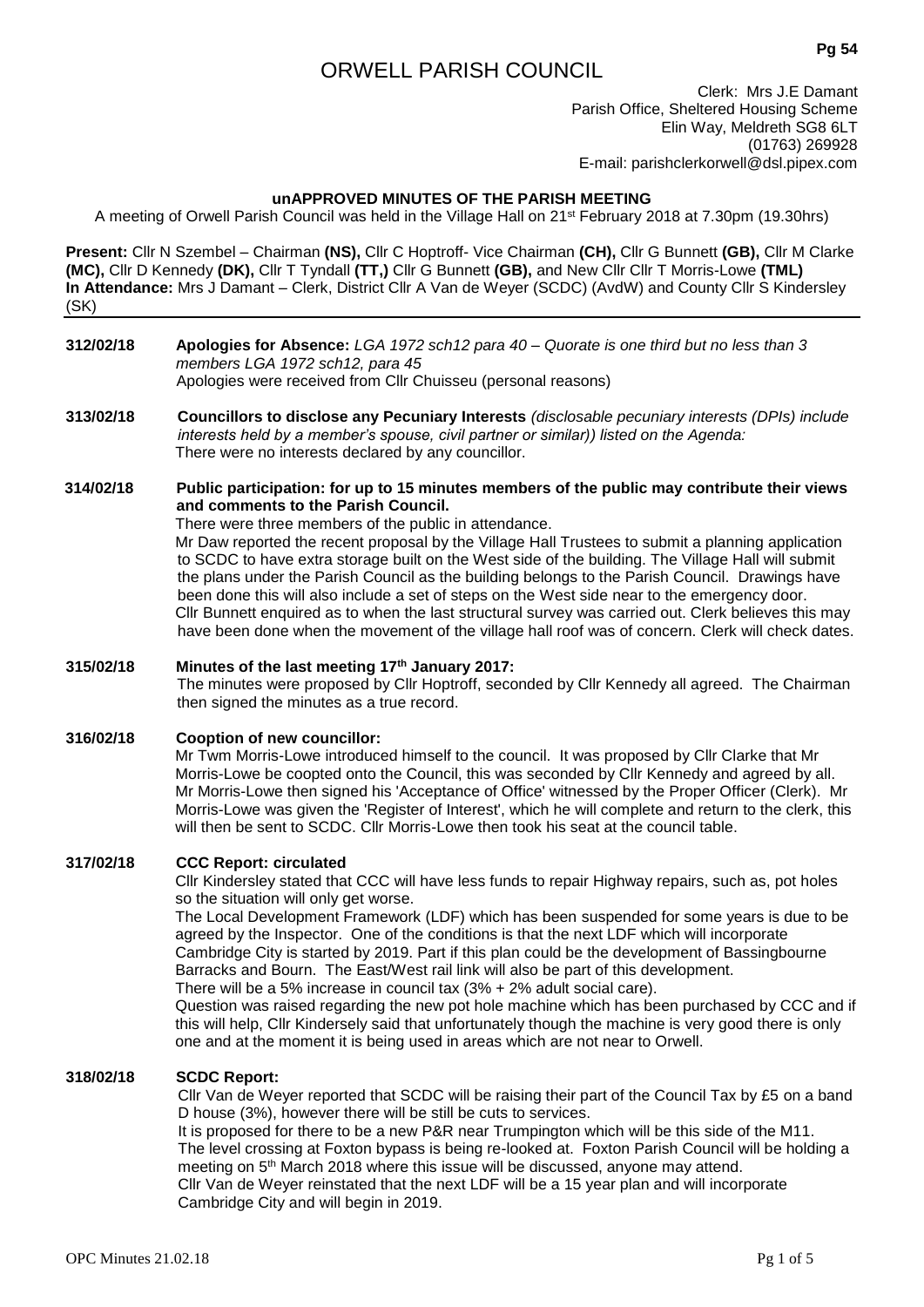# ORWELL PARISH COUNCIL

Clerk: Mrs J.E Damant
Parish Office, Sheltered Housing Scheme
Elin Way, Meldreth SG8 6LT
(01763) 269928
E-mail: parishclerkorwell@dsl.pipex.com

## unAPPROVED MINUTES OF THE PARISH MEETING

A meeting of Orwell Parish Council was held in the Village Hall on 21st February 2018 at 7.30pm (19.30hrs)

**Present:** Cllr N Szembel – Chairman **(NS),** Cllr C Hoptroff- Vice Chairman **(CH),** Cllr G Bunnett **(GB),** Cllr M Clarke **(MC),** Cllr D Kennedy **(DK),** Cllr T Tyndall **(TT,)** Cllr G Bunnett **(GB),** and New Cllr Cllr T Morris-Lowe **(TML)**
**In Attendance:** Mrs J Damant – Clerk, District Cllr A Van de Weyer (SCDC) (AvdW) and County Cllr S Kindersley (SK)

---

**312/02/18 Apologies for Absence:** *LGA 1972 sch12 para 40 – Quorate is one third but no less than 3 members LGA 1972 sch12, para 45*
Apologies were received from Cllr Chuisseu (personal reasons)

**313/02/18 Councillors to disclose any Pecuniary Interests** *(disclosable pecuniary interests (DPIs) include interests held by a member's spouse, civil partner or similar)) listed on the Agenda:*
There were no interests declared by any councillor.

**314/02/18 Public participation: for up to 15 minutes members of the public may contribute their views and comments to the Parish Council.**
There were three members of the public in attendance.
Mr Daw reported the recent proposal by the Village Hall Trustees to submit a planning application to SCDC to have extra storage built on the West side of the building. The Village Hall will submit the plans under the Parish Council as the building belongs to the Parish Council. Drawings have been done this will also include a set of steps on the West side near to the emergency door.
Cllr Bunnett enquired as to when the last structural survey was carried out. Clerk believes this may have been done when the movement of the village hall roof was of concern. Clerk will check dates.

**315/02/18 Minutes of the last meeting 17th January 2017:**
The minutes were proposed by Cllr Hoptroff, seconded by Cllr Kennedy all agreed. The Chairman then signed the minutes as a true record.

**316/02/18 Cooption of new councillor:**
Mr Twm Morris-Lowe introduced himself to the council. It was proposed by Cllr Clarke that Mr Morris-Lowe be coopted onto the Council, this was seconded by Cllr Kennedy and agreed by all. Mr Morris-Lowe then signed his 'Acceptance of Office' witnessed by the Proper Officer (Clerk). Mr Morris-Lowe was given the 'Register of Interest', which he will complete and return to the clerk, this will then be sent to SCDC. Cllr Morris-Lowe then took his seat at the council table.

**317/02/18 CCC Report: circulated**
Cllr Kindersley stated that CCC will have less funds to repair Highway repairs, such as, pot holes so the situation will only get worse.
The Local Development Framework (LDF) which has been suspended for some years is due to be agreed by the Inspector. One of the conditions is that the next LDF which will incorporate Cambridge City is started by 2019. Part if this plan could be the development of Bassingbourne Barracks and Bourn. The East/West rail link will also be part of this development.
There will be a 5% increase in council tax (3% + 2% adult social care).
Question was raised regarding the new pot hole machine which has been purchased by CCC and if this will help, Cllr Kindersely said that unfortunately though the machine is very good there is only one and at the moment it is being used in areas which are not near to Orwell.

**318/02/18 SCDC Report:**
Cllr Van de Weyer reported that SCDC will be raising their part of the Council Tax by £5 on a band D house (3%), however there will be still be cuts to services.
It is proposed for there to be a new P&R near Trumpington which will be this side of the M11.
The level crossing at Foxton bypass is being re-looked at. Foxton Parish Council will be holding a meeting on 5th March 2018 where this issue will be discussed, anyone may attend.
Cllr Van de Weyer reinstated that the next LDF will be a 15 year plan and will incorporate Cambridge City and will begin in 2019.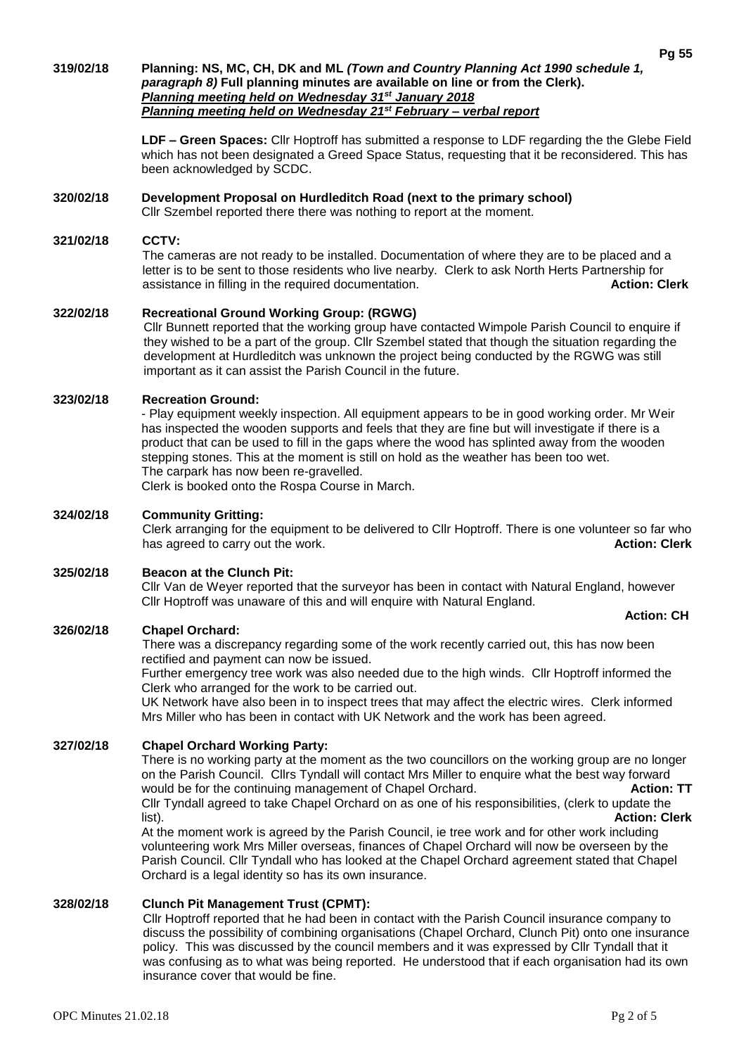**319/02/18** **Planning: NS, MC, CH, DK and ML** ***(Town and Country Planning Act 1990 schedule 1, paragraph 8)*** **Full planning minutes are available on line or from the Clerk).**
***Planning meeting held on Wednesday 31st January 2018***
***Planning meeting held on Wednesday 21st February – verbal report***

**LDF – Green Spaces:** Cllr Hoptroff has submitted a response to LDF regarding the the Glebe Field which has not been designated a Greed Space Status, requesting that it be reconsidered. This has been acknowledged by SCDC.

**320/02/18** **Development Proposal on Hurdleditch Road (next to the primary school)**
Cllr Szembel reported there there was nothing to report at the moment.

**321/02/18** **CCTV:**
The cameras are not ready to be installed. Documentation of where they are to be placed and a letter is to be sent to those residents who live nearby. Clerk to ask North Herts Partnership for assistance in filling in the required documentation. **Action: Clerk**

**322/02/18** **Recreational Ground Working Group: (RGWG)**
Cllr Bunnett reported that the working group have contacted Wimpole Parish Council to enquire if they wished to be a part of the group. Cllr Szembel stated that though the situation regarding the development at Hurdleditch was unknown the project being conducted by the RGWG was still important as it can assist the Parish Council in the future.

**323/02/18** **Recreation Ground:**
- Play equipment weekly inspection. All equipment appears to be in good working order. Mr Weir has inspected the wooden supports and feels that they are fine but will investigate if there is a product that can be used to fill in the gaps where the wood has splinted away from the wooden stepping stones. This at the moment is still on hold as the weather has been too wet.
The carpark has now been re-gravelled.
Clerk is booked onto the Rospa Course in March.

**324/02/18** **Community Gritting:**
Clerk arranging for the equipment to be delivered to Cllr Hoptroff. There is one volunteer so far who has agreed to carry out the work. **Action: Clerk**

**325/02/18** **Beacon at the Clunch Pit:**
Cllr Van de Weyer reported that the surveyor has been in contact with Natural England, however Cllr Hoptroff was unaware of this and will enquire with Natural England.
**Action: CH**

**326/02/18** **Chapel Orchard:**
There was a discrepancy regarding some of the work recently carried out, this has now been rectified and payment can now be issued.
Further emergency tree work was also needed due to the high winds. Cllr Hoptroff informed the Clerk who arranged for the work to be carried out.
UK Network have also been in to inspect trees that may affect the electric wires. Clerk informed Mrs Miller who has been in contact with UK Network and the work has been agreed.

**327/02/18** **Chapel Orchard Working Party:**
There is no working party at the moment as the two councillors on the working group are no longer on the Parish Council. Cllrs Tyndall will contact Mrs Miller to enquire what the best way forward would be for the continuing management of Chapel Orchard. **Action: TT**
Cllr Tyndall agreed to take Chapel Orchard on as one of his responsibilities, (clerk to update the list). **Action: Clerk**
At the moment work is agreed by the Parish Council, ie tree work and for other work including volunteering work Mrs Miller overseas, finances of Chapel Orchard will now be overseen by the Parish Council. Cllr Tyndall who has looked at the Chapel Orchard agreement stated that Chapel Orchard is a legal identity so has its own insurance.

**328/02/18** **Clunch Pit Management Trust (CPMT):**
Cllr Hoptroff reported that he had been in contact with the Parish Council insurance company to discuss the possibility of combining organisations (Chapel Orchard, Clunch Pit) onto one insurance policy. This was discussed by the council members and it was expressed by Cllr Tyndall that it was confusing as to what was being reported. He understood that if each organisation had its own insurance cover that would be fine.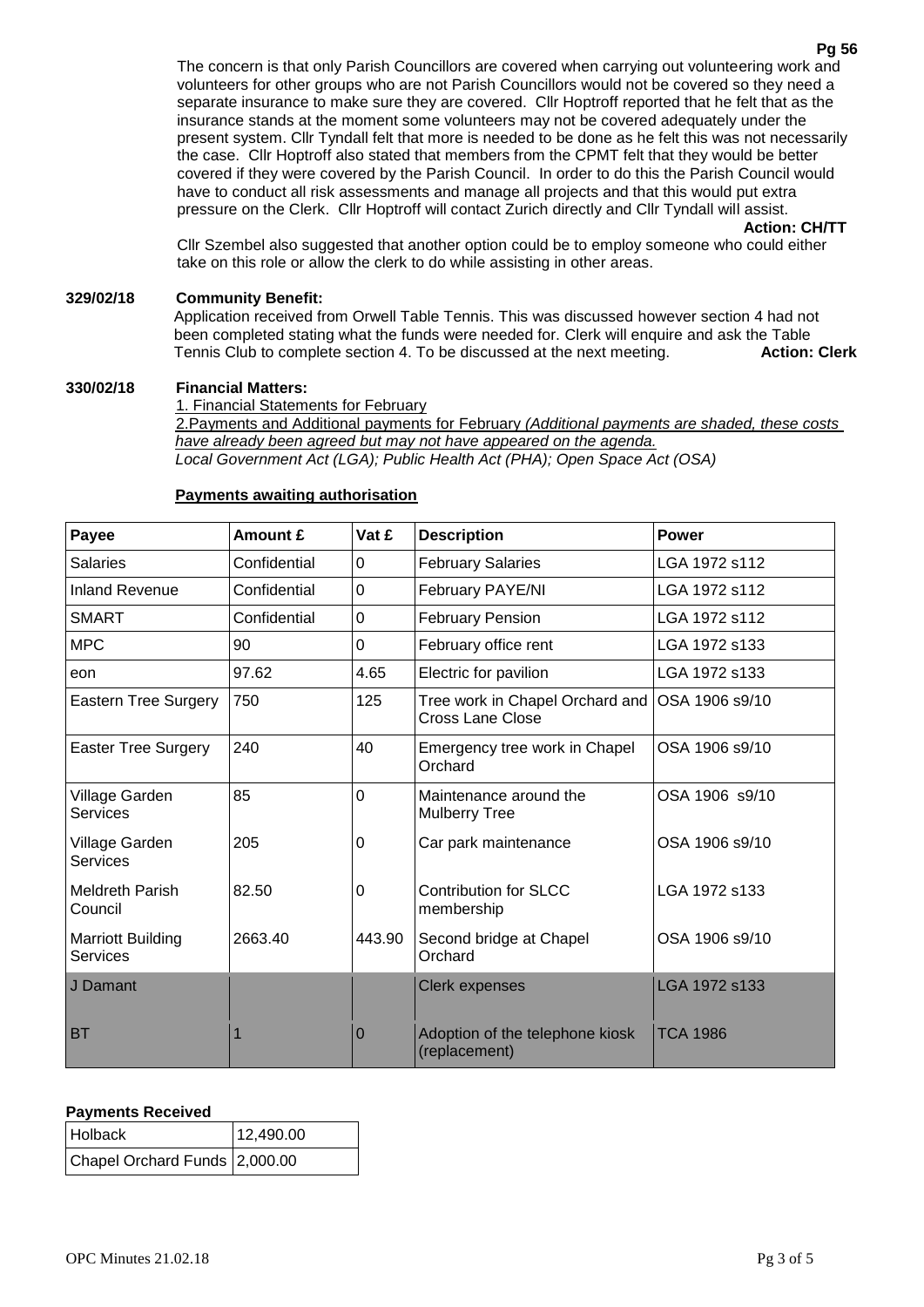The concern is that only Parish Councillors are covered when carrying out volunteering work and volunteers for other groups who are not Parish Councillors would not be covered so they need a separate insurance to make sure they are covered. Cllr Hoptroff reported that he felt that as the insurance stands at the moment some volunteers may not be covered adequately under the present system. Cllr Tyndall felt that more is needed to be done as he felt this was not necessarily the case. Cllr Hoptroff also stated that members from the CPMT felt that they would be better covered if they were covered by the Parish Council. In order to do this the Parish Council would have to conduct all risk assessments and manage all projects and that this would put extra pressure on the Clerk. Cllr Hoptroff will contact Zurich directly and Cllr Tyndall will assist.

**Action: CH/TT**

Cllr Szembel also suggested that another option could be to employ someone who could either take on this role or allow the clerk to do while assisting in other areas.

**329/02/18 Community Benefit:**

Application received from Orwell Table Tennis. This was discussed however section 4 had not been completed stating what the funds were needed for. Clerk will enquire and ask the Table Tennis Club to complete section 4. To be discussed at the next meeting. **Action: Clerk**

**330/02/18 Financial Matters:**

<u>1. Financial Statements for February</u>

<u>2.Payments and Additional payments for February *(Additional payments are shaded, these costs have already been agreed but may not have appeared on the agenda.*</u>

*Local Government Act (LGA); Public Health Act (PHA); Open Space Act (OSA)*

**<u>Payments awaiting authorisation</u>**

| Payee | Amount £ | Vat £ | Description | Power |
|---|---|---|---|---|
| Salaries | Confidential | 0 | February Salaries | LGA 1972 s112 |
| Inland Revenue | Confidential | 0 | February PAYE/NI | LGA 1972 s112 |
| SMART | Confidential | 0 | February Pension | LGA 1972 s112 |
| MPC | 90 | 0 | February office rent | LGA 1972 s133 |
| eon | 97.62 | 4.65 | Electric for pavilion | LGA 1972 s133 |
| Eastern Tree Surgery | 750 | 125 | Tree work in Chapel Orchard and Cross Lane Close | OSA 1906 s9/10 |
| Easter Tree Surgery | 240 | 40 | Emergency tree work in Chapel Orchard | OSA 1906 s9/10 |
| Village Garden Services | 85 | 0 | Maintenance around the Mulberry Tree | OSA 1906 s9/10 |
| Village Garden Services | 205 | 0 | Car park maintenance | OSA 1906 s9/10 |
| Meldreth Parish Council | 82.50 | 0 | Contribution for SLCC membership | LGA 1972 s133 |
| Marriott Building Services | 2663.40 | 443.90 | Second bridge at Chapel Orchard | OSA 1906 s9/10 |
| J Damant | | | Clerk expenses | LGA 1972 s133 |
| BT | 1 | 0 | Adoption of the telephone kiosk (replacement) | TCA 1986 |

**Payments Received**

| | |
|---|---|
| Holback | 12,490.00 |
| Chapel Orchard Funds | 2,000.00 |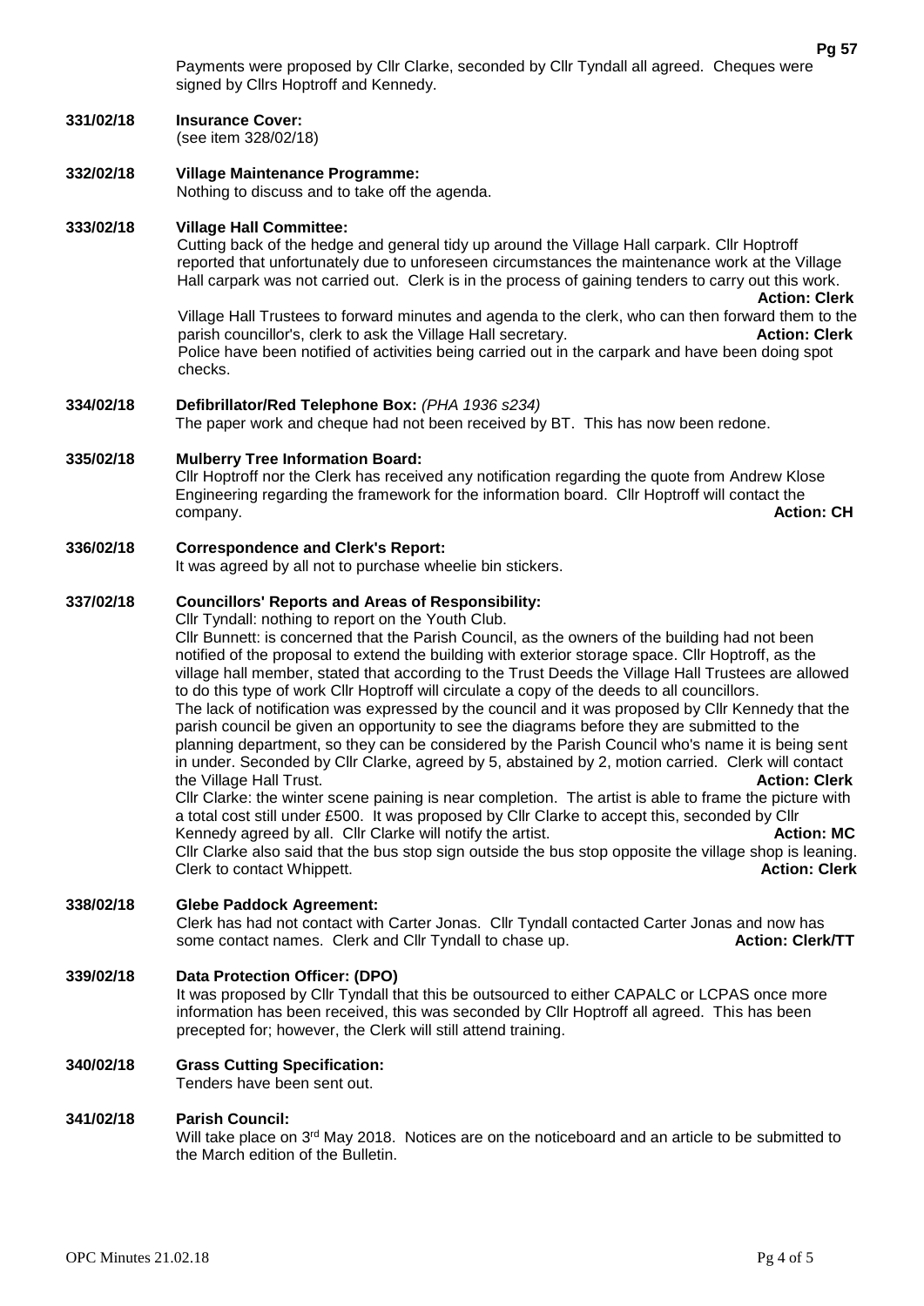Payments were proposed by Cllr Clarke, seconded by Cllr Tyndall all agreed. Cheques were signed by Cllrs Hoptroff and Kennedy.

**331/02/18 Insurance Cover:**
(see item 328/02/18)

**332/02/18 Village Maintenance Programme:**
Nothing to discuss and to take off the agenda.

**333/02/18 Village Hall Committee:**
Cutting back of the hedge and general tidy up around the Village Hall carpark. Cllr Hoptroff reported that unfortunately due to unforeseen circumstances the maintenance work at the Village Hall carpark was not carried out. Clerk is in the process of gaining tenders to carry out this work. **Action: Clerk**

Village Hall Trustees to forward minutes and agenda to the clerk, who can then forward them to the parish councillor's, clerk to ask the Village Hall secretary. **Action: Clerk**

Police have been notified of activities being carried out in the carpark and have been doing spot checks.

**334/02/18 Defibrillator/Red Telephone Box:** *(PHA 1936 s234)*
The paper work and cheque had not been received by BT. This has now been redone.

**335/02/18 Mulberry Tree Information Board:**
Cllr Hoptroff nor the Clerk has received any notification regarding the quote from Andrew Klose Engineering regarding the framework for the information board. Cllr Hoptroff will contact the company. **Action: CH**

**336/02/18 Correspondence and Clerk's Report:**
It was agreed by all not to purchase wheelie bin stickers.

**337/02/18 Councillors' Reports and Areas of Responsibility:**
Cllr Tyndall: nothing to report on the Youth Club.
Cllr Bunnett: is concerned that the Parish Council, as the owners of the building had not been notified of the proposal to extend the building with exterior storage space. Cllr Hoptroff, as the village hall member, stated that according to the Trust Deeds the Village Hall Trustees are allowed to do this type of work Cllr Hoptroff will circulate a copy of the deeds to all councillors.
The lack of notification was expressed by the council and it was proposed by Cllr Kennedy that the parish council be given an opportunity to see the diagrams before they are submitted to the planning department, so they can be considered by the Parish Council who's name it is being sent in under. Seconded by Cllr Clarke, agreed by 5, abstained by 2, motion carried. Clerk will contact the Village Hall Trust. **Action: Clerk**
Cllr Clarke: the winter scene paining is near completion. The artist is able to frame the picture with a total cost still under £500. It was proposed by Cllr Clarke to accept this, seconded by Cllr Kennedy agreed by all. Cllr Clarke will notify the artist. **Action: MC**
Cllr Clarke also said that the bus stop sign outside the bus stop opposite the village shop is leaning. Clerk to contact Whippett. **Action: Clerk**

**338/02/18 Glebe Paddock Agreement:**
Clerk has had not contact with Carter Jonas. Cllr Tyndall contacted Carter Jonas and now has some contact names. Clerk and Cllr Tyndall to chase up. **Action: Clerk/TT**

**339/02/18 Data Protection Officer: (DPO)**
It was proposed by Cllr Tyndall that this be outsourced to either CAPALC or LCPAS once more information has been received, this was seconded by Cllr Hoptroff all agreed. This has been precepted for; however, the Clerk will still attend training.

**340/02/18 Grass Cutting Specification:**
Tenders have been sent out.

**341/02/18 Parish Council:**
Will take place on 3rd May 2018. Notices are on the noticeboard and an article to be submitted to the March edition of the Bulletin.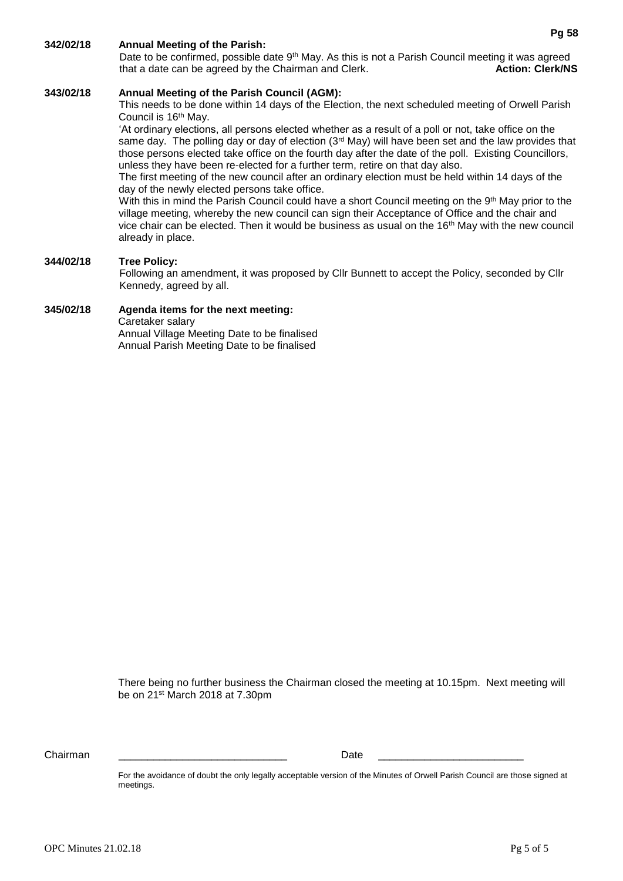**342/02/18 Annual Meeting of the Parish:**

Date to be confirmed, possible date 9th May. As this is not a Parish Council meeting it was agreed that a date can be agreed by the Chairman and Clerk. **Action: Clerk/NS**

**343/02/18 Annual Meeting of the Parish Council (AGM):**

This needs to be done within 14 days of the Election, the next scheduled meeting of Orwell Parish Council is 16th May.

'At ordinary elections, all persons elected whether as a result of a poll or not, take office on the same day. The polling day or day of election (3rd May) will have been set and the law provides that those persons elected take office on the fourth day after the date of the poll. Existing Councillors, unless they have been re-elected for a further term, retire on that day also.

The first meeting of the new council after an ordinary election must be held within 14 days of the day of the newly elected persons take office.

With this in mind the Parish Council could have a short Council meeting on the 9th May prior to the village meeting, whereby the new council can sign their Acceptance of Office and the chair and vice chair can be elected. Then it would be business as usual on the 16th May with the new council already in place.

**344/02/18 Tree Policy:**

Following an amendment, it was proposed by Cllr Bunnett to accept the Policy, seconded by Cllr Kennedy, agreed by all.

**345/02/18 Agenda items for the next meeting:**

Caretaker salary
Annual Village Meeting Date to be finalised
Annual Parish Meeting Date to be finalised

There being no further business the Chairman closed the meeting at 10.15pm. Next meeting will be on 21st March 2018 at 7.30pm

Chairman \_\_\_\_\_\_\_\_\_\_\_\_\_\_\_\_\_\_\_\_\_\_\_\_\_\_\_\_\_\_ Date \_\_\_\_\_\_\_\_\_\_\_\_\_\_\_\_\_\_\_\_\_\_\_\_\_\_

For the avoidance of doubt the only legally acceptable version of the Minutes of Orwell Parish Council are those signed at meetings.